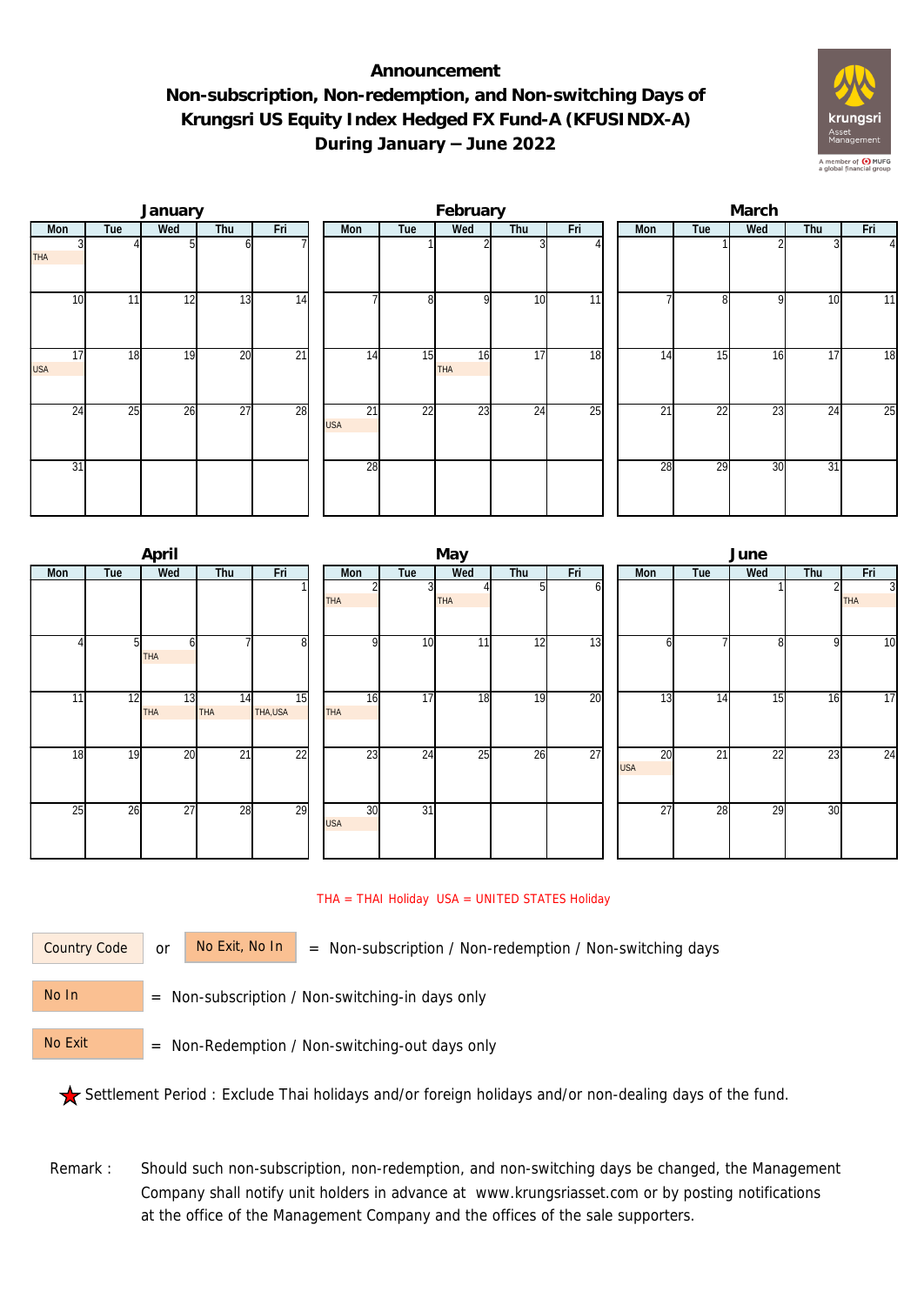# Announcement
## Non-subscription, Non-redemption, and Non-switching Days of Krungsri US Equity Index Hedged FX Fund-A (KFUSINDX-A) During January – June 2022

### January

| Mon | Tue | Wed | Thu | Fri |
|---|---|---|---|---|
| 3 THA | 4 | 5 | 6 | 7 |
| 10 | 11 | 12 | 13 | 14 |
| 17 USA | 18 | 19 | 20 | 21 |
| 24 | 25 | 26 | 27 | 28 |
| 31 | | | | |

### February

| Mon | Tue | Wed | Thu | Fri |
|---|---|---|---|---|
| | 1 | 2 | 3 | 4 |
| 7 | 8 | 9 | 10 | 11 |
| 14 | 15 | 16 THA | 17 | 18 |
| 21 USA | 22 | 23 | 24 | 25 |
| 28 | | | | |

### March

| Mon | Tue | Wed | Thu | Fri |
|---|---|---|---|---|
| | 1 | 2 | 3 | 4 |
| 7 | 8 | 9 | 10 | 11 |
| 14 | 15 | 16 | 17 | 18 |
| 21 | 22 | 23 | 24 | 25 |
| 28 | 29 | 30 | 31 | |

### April

| Mon | Tue | Wed | Thu | Fri |
|---|---|---|---|---|
| | | | | 1 |
| 4 | 5 | 6 THA | 7 | 8 |
| 11 | 12 | 13 THA | 14 THA | 15 THA,USA |
| 18 | 19 | 20 | 21 | 22 |
| 25 | 26 | 27 | 28 | 29 |

### May

| Mon | Tue | Wed | Thu | Fri |
|---|---|---|---|---|
| 2 THA | 3 | 4 THA | 5 | 6 |
| 9 | 10 | 11 | 12 | 13 |
| 16 THA | 17 | 18 | 19 | 20 |
| 23 | 24 | 25 | 26 | 27 |
| 30 USA | 31 | | | |

### June

| Mon | Tue | Wed | Thu | Fri |
|---|---|---|---|---|
| | | 1 | 2 | 3 THA |
| 6 | 7 | 8 | 9 | 10 |
| 13 | 14 | 15 | 16 | 17 |
| 20 USA | 21 | 22 | 23 | 24 |
| 27 | 28 | 29 | 30 | |

THA = THAI Holiday USA = UNITED STATES Holiday

Country Code or No Exit, No In = Non-subscription / Non-redemption / Non-switching days

No In = Non-subscription / Non-switching-in days only

No Exit = Non-Redemption / Non-switching-out days only

★ Settlement Period : Exclude Thai holidays and/or foreign holidays and/or non-dealing days of the fund.

Remark : Should such non-subscription, non-redemption, and non-switching days be changed, the Management Company shall notify unit holders in advance at www.krungsriasset.com or by posting notifications at the office of the Management Company and the offices of the sale supporters.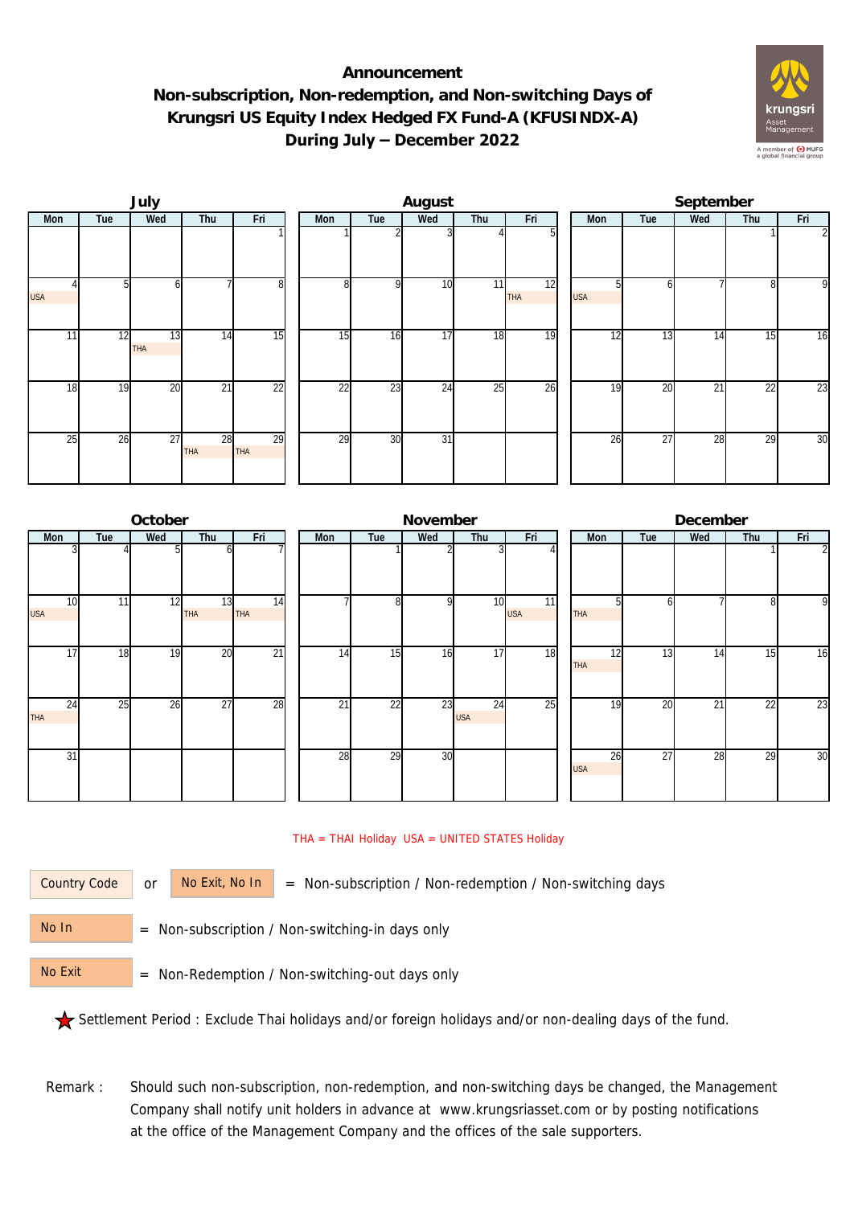# Announcement

## Non-subscription, Non-redemption, and Non-switching Days of Krungsri US Equity Index Hedged FX Fund-A (KFUSINDX-A) During July – December 2022

### July

| Mon | Tue | Wed | Thu | Fri |
|---|---|---|---|---|
| | | | | 1 |
| 4 USA | 5 | 6 | 7 | 8 |
| 11 | 12 | 13 THA | 14 | 15 |
| 18 | 19 | 20 | 21 | 22 |
| 25 | 26 | 27 | 28 THA | 29 THA |

### August

| Mon | Tue | Wed | Thu | Fri |
|---|---|---|---|---|
| 1 | 2 | 3 | 4 | 5 |
| 8 | 9 | 10 | 11 | 12 THA |
| 15 | 16 | 17 | 18 | 19 |
| 22 | 23 | 24 | 25 | 26 |
| 29 | 30 | 31 | | |

### September

| Mon | Tue | Wed | Thu | Fri |
|---|---|---|---|---|
| | | | 1 | 2 |
| 5 USA | 6 | 7 | 8 | 9 |
| 12 | 13 | 14 | 15 | 16 |
| 19 | 20 | 21 | 22 | 23 |
| 26 | 27 | 28 | 29 | 30 |

### October

| Mon | Tue | Wed | Thu | Fri |
|---|---|---|---|---|
| 3 | 4 | 5 | 6 | 7 |
| 10 USA | 11 | 12 | 13 THA | 14 THA |
| 17 | 18 | 19 | 20 | 21 |
| 24 THA | 25 | 26 | 27 | 28 |
| 31 | | | | |

### November

| Mon | Tue | Wed | Thu | Fri |
|---|---|---|---|---|
| | 1 | 2 | 3 | 4 |
| 7 | 8 | 9 | 10 | 11 USA |
| 14 | 15 | 16 | 17 | 18 |
| 21 | 22 | 23 | 24 USA | 25 |
| 28 | 29 | 30 | | |

### December

| Mon | Tue | Wed | Thu | Fri |
|---|---|---|---|---|
| | | | 1 | 2 |
| 5 THA | 6 | 7 | 8 | 9 |
| 12 THA | 13 | 14 | 15 | 16 |
| 19 | 20 | 21 | 22 | 23 |
| 26 USA | 27 | 28 | 29 | 30 |

THA = THAI Holiday USA = UNITED STATES Holiday

Country Code or No Exit, No In = Non-subscription / Non-redemption / Non-switching days

No In = Non-subscription / Non-switching-in days only

No Exit = Non-Redemption / Non-switching-out days only

★ Settlement Period : Exclude Thai holidays and/or foreign holidays and/or non-dealing days of the fund.

Remark : Should such non-subscription, non-redemption, and non-switching days be changed, the Management Company shall notify unit holders in advance at www.krungsriasset.com or by posting notifications at the office of the Management Company and the offices of the sale supporters.